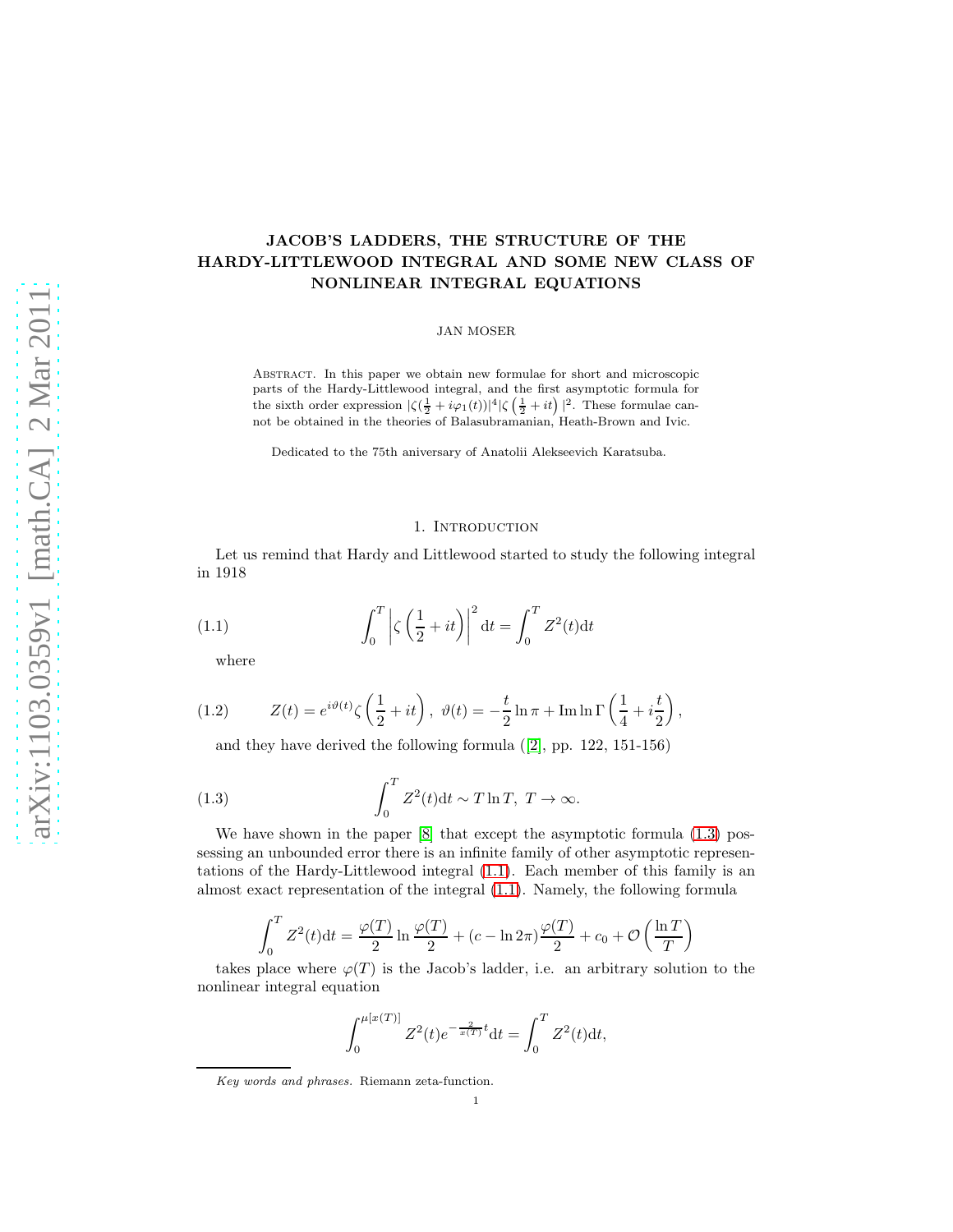# JACOB'S LADDERS, THE STRUCTURE OF THE HARDY-LITTLEWOOD INTEGRAL AND SOME NEW CLASS OF NONLINEAR INTEGRAL EQUATIONS

JAN MOSER

Abstract. In this paper we obtain new formulae for short and microscopic parts of the Hardy-Littlewood integral, and the first asymptotic formula for the sixth order expression $|\zeta(\frac{1}{2}+i\varphi_1(t))|^4|\zeta\left(\frac{1}{2}+it\right)|^2$. These formulae cannot be obtained in the theories of Balasubramanian, Heath-Brown and Ivic.

Dedicated to the 75th aniversary of Anatolii Alekseevich Karatsuba.

## 1. Introduction

Let us remind that Hardy and Littlewood started to study the following integral in 1918

$$\int_0^T \left|\zeta\left(\frac{1}{2}+it\right)\right|^2 \mathrm{d}t = \int_0^T Z^2(t)\mathrm{d}t \tag{1.1}$$

where

$$Z(t) = e^{i\vartheta(t)}\zeta\left(\frac{1}{2}+it\right),\ \vartheta(t) = -\frac{t}{2}\ln\pi + \mathrm{Im}\ln\Gamma\left(\frac{1}{4}+i\frac{t}{2}\right), \tag{1.2}$$

and they have derived the following formula ([2], pp. 122, 151-156)

$$\int_0^T Z^2(t)\mathrm{d}t \sim T\ln T,\ T\to\infty. \tag{1.3}$$

We have shown in the paper [8] that except the asymptotic formula (1.3) possessing an unbounded error there is an infinite family of other asymptotic representations of the Hardy-Littlewood integral (1.1). Each member of this family is an almost exact representation of the integral (1.1). Namely, the following formula

$$\int_0^T Z^2(t)\mathrm{d}t = \frac{\varphi(T)}{2}\ln\frac{\varphi(T)}{2} + (c-\ln 2\pi)\frac{\varphi(T)}{2} + c_0 + \mathcal{O}\left(\frac{\ln T}{T}\right)$$

takes place where $\varphi(T)$ is the Jacob's ladder, i.e. an arbitrary solution to the nonlinear integral equation

$$\int_0^{\mu[x(T)]} Z^2(t)e^{-\frac{2}{x(T)}t}\mathrm{d}t = \int_0^T Z^2(t)\mathrm{d}t,$$

*Key words and phrases.* Riemann zeta-function.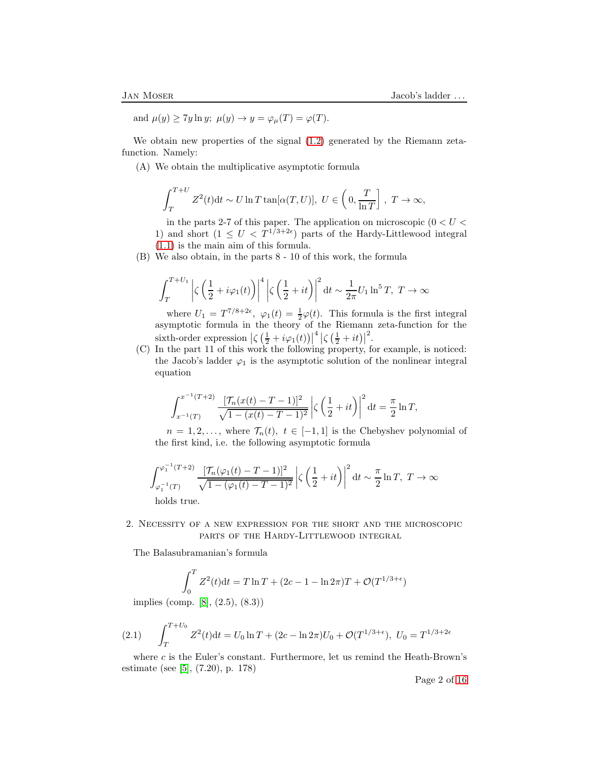and $\mu(y) \geq 7y\ln y;\ \mu(y) \to y = \varphi_\mu(T) = \varphi(T)$.

We obtain new properties of the signal (1.2) generated by the Riemann zeta-function. Namely:

(A) We obtain the multiplicative asymptotic formula

$$\int_T^{T+U} Z^2(t)\mathrm{d}t \sim U\ln T\tan[\alpha(T,U)],\ U\in\left(0,\frac{T}{\ln T}\right],\ T\to\infty,$$

in the parts 2-7 of this paper. The application on microscopic ($0<U<1$) and short ($1\leq U<T^{1/3+2\epsilon}$) parts of the Hardy-Littlewood integral (1.1) is the main aim of this formula.

(B) We also obtain, in the parts 8 - 10 of this work, the formula

$$\int_T^{T+U_1}\left|\zeta\left(\frac12+i\varphi_1(t)\right)\right|^4\left|\zeta\left(\frac12+it\right)\right|^2\mathrm{d}t \sim \frac{1}{2\pi}U_1\ln^5 T,\ T\to\infty$$

where $U_1=T^{7/8+2\epsilon},\ \varphi_1(t)=\frac12\varphi(t)$. This formula is the first integral asymptotic formula in the theory of the Riemann zeta-function for the sixth-order expression $\left|\zeta\left(\frac12+i\varphi_1(t)\right)\right|^4\left|\zeta\left(\frac12+it\right)\right|^2$.

(C) In the part 11 of this work the following property, for example, is noticed: the Jacob's ladder $\varphi_1$ is the asymptotic solution of the nonlinear integral equation

$$\int_{x^{-1}(T)}^{x^{-1}(T+2)}\frac{[\mathcal{T}_n(x(t)-T-1)]^2}{\sqrt{1-(x(t)-T-1)^2}}\left|\zeta\left(\frac12+it\right)\right|^2\mathrm{d}t=\frac{\pi}{2}\ln T,$$

$n=1,2,\dots,$ where $\mathcal{T}_n(t),\ t\in[-1,1]$ is the Chebyshev polynomial of the first kind, i.e. the following asymptotic formula

$$\int_{\varphi_1^{-1}(T)}^{\varphi_1^{-1}(T+2)}\frac{[\mathcal{T}_n(\varphi_1(t)-T-1)]^2}{\sqrt{1-(\varphi_1(t)-T-1)^2}}\left|\zeta\left(\frac12+it\right)\right|^2\mathrm{d}t\sim\frac{\pi}{2}\ln T,\ T\to\infty$$

holds true.

## 2. Necessity of a new expression for the short and the microscopic parts of the Hardy-Littlewood integral

The Balasubramanian's formula

$$\int_0^T Z^2(t)\mathrm{d}t = T\ln T+(2c-1-\ln 2\pi)T+\mathcal{O}(T^{1/3+\epsilon})$$

implies (comp. [8], (2.5), (8.3))

$$\int_T^{T+U_0} Z^2(t)\mathrm{d}t = U_0\ln T+(2c-\ln 2\pi)U_0+\mathcal{O}(T^{1/3+\epsilon}),\ U_0=T^{1/3+2\epsilon} \tag{2.1}$$

where $c$ is the Euler's constant. Furthermore, let us remind the Heath-Brown's estimate (see [5], (7.20), p. 178)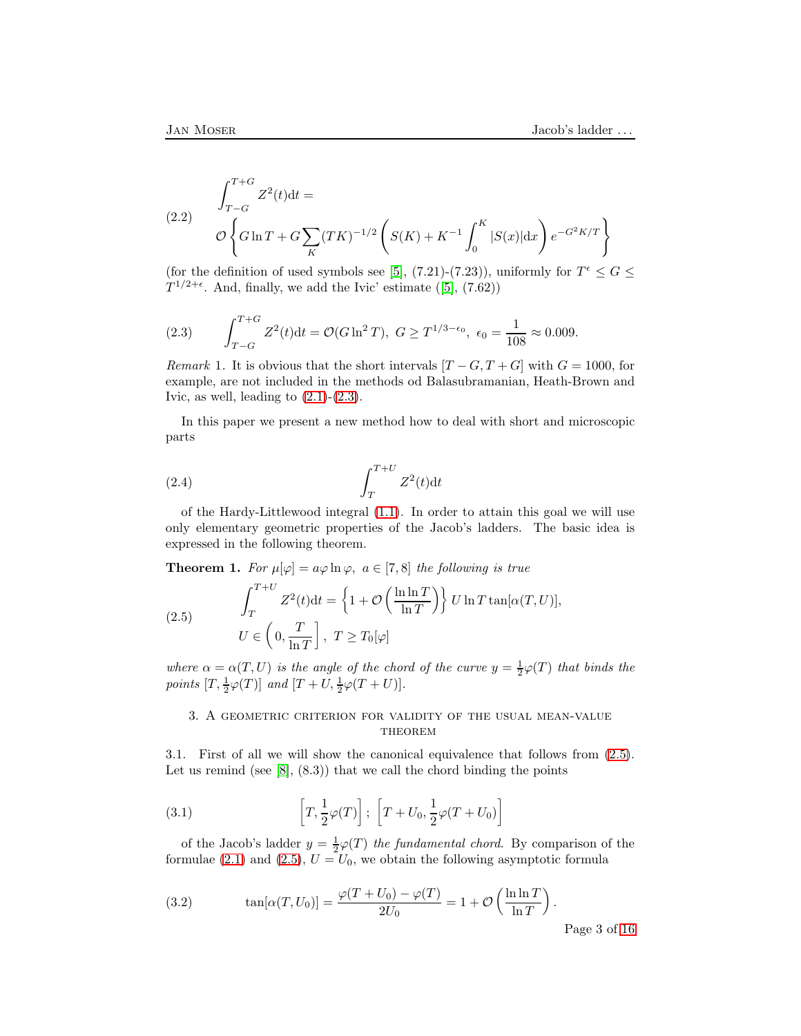$$
\begin{aligned}
&\int_{T-G}^{T+G} Z^2(t)\mathrm{d}t = \\
&\mathcal{O}\left\{ G\ln T + G\sum_K (TK)^{-1/2}\left( S(K) + K^{-1}\int_0^K |S(x)|\mathrm{d}x \right) e^{-G^2K/T} \right\}
\end{aligned}
\tag{2.2}
$$

(for the definition of used symbols see [5], (7.21)-(7.23)), uniformly for $T^\epsilon \leq G \leq T^{1/2+\epsilon}$. And, finally, we add the Ivic' estimate ([5], (7.62))

$$
\int_{T-G}^{T+G} Z^2(t)\mathrm{d}t = \mathcal{O}(G\ln^2 T),\ G \geq T^{1/3-\epsilon_0},\ \epsilon_0 = \frac{1}{108} \approx 0.009. \tag{2.3}
$$

*Remark* 1. It is obvious that the short intervals $[T-G, T+G]$ with $G = 1000$, for example, are not included in the methods od Balasubramanian, Heath-Brown and Ivic, as well, leading to (2.1)-(2.3).

In this paper we present a new method how to deal with short and microscopic parts

$$
\int_T^{T+U} Z^2(t)\mathrm{d}t \tag{2.4}
$$

of the Hardy-Littlewood integral (1.1). In order to attain this goal we will use only elementary geometric properties of the Jacob's ladders. The basic idea is expressed in the following theorem.

**Theorem 1.** *For $\mu[\varphi] = a\varphi\ln\varphi,\ a \in [7, 8]$ the following is true*

$$
\begin{aligned}
&\int_T^{T+U} Z^2(t)\mathrm{d}t = \left\{ 1 + \mathcal{O}\left( \frac{\ln\ln T}{\ln T} \right) \right\} U\ln T \tan[\alpha(T,U)], \\
&U \in \left( 0, \frac{T}{\ln T} \right],\ T \geq T_0[\varphi]
\end{aligned}
\tag{2.5}
$$

*where $\alpha = \alpha(T,U)$ is the angle of the chord of the curve $y = \frac{1}{2}\varphi(T)$ that binds the points $[T, \frac{1}{2}\varphi(T)]$ and $[T+U, \frac{1}{2}\varphi(T+U)]$.*

## 3. A geometric criterion for validity of the usual mean-value theorem

3.1. First of all we will show the canonical equivalence that follows from (2.5). Let us remind (see [8], (8.3)) that we call the chord binding the points

$$
\left[ T, \frac{1}{2}\varphi(T) \right];\ \left[ T+U_0, \frac{1}{2}\varphi(T+U_0) \right] \tag{3.1}
$$

of the Jacob's ladder $y = \frac{1}{2}\varphi(T)$ *the fundamental chord*. By comparison of the formulae (2.1) and (2.5), $U = U_0$, we obtain the following asymptotic formula

$$
\tan[\alpha(T, U_0)] = \frac{\varphi(T+U_0) - \varphi(T)}{2U_0} = 1 + \mathcal{O}\left( \frac{\ln\ln T}{\ln T} \right). \tag{3.2}
$$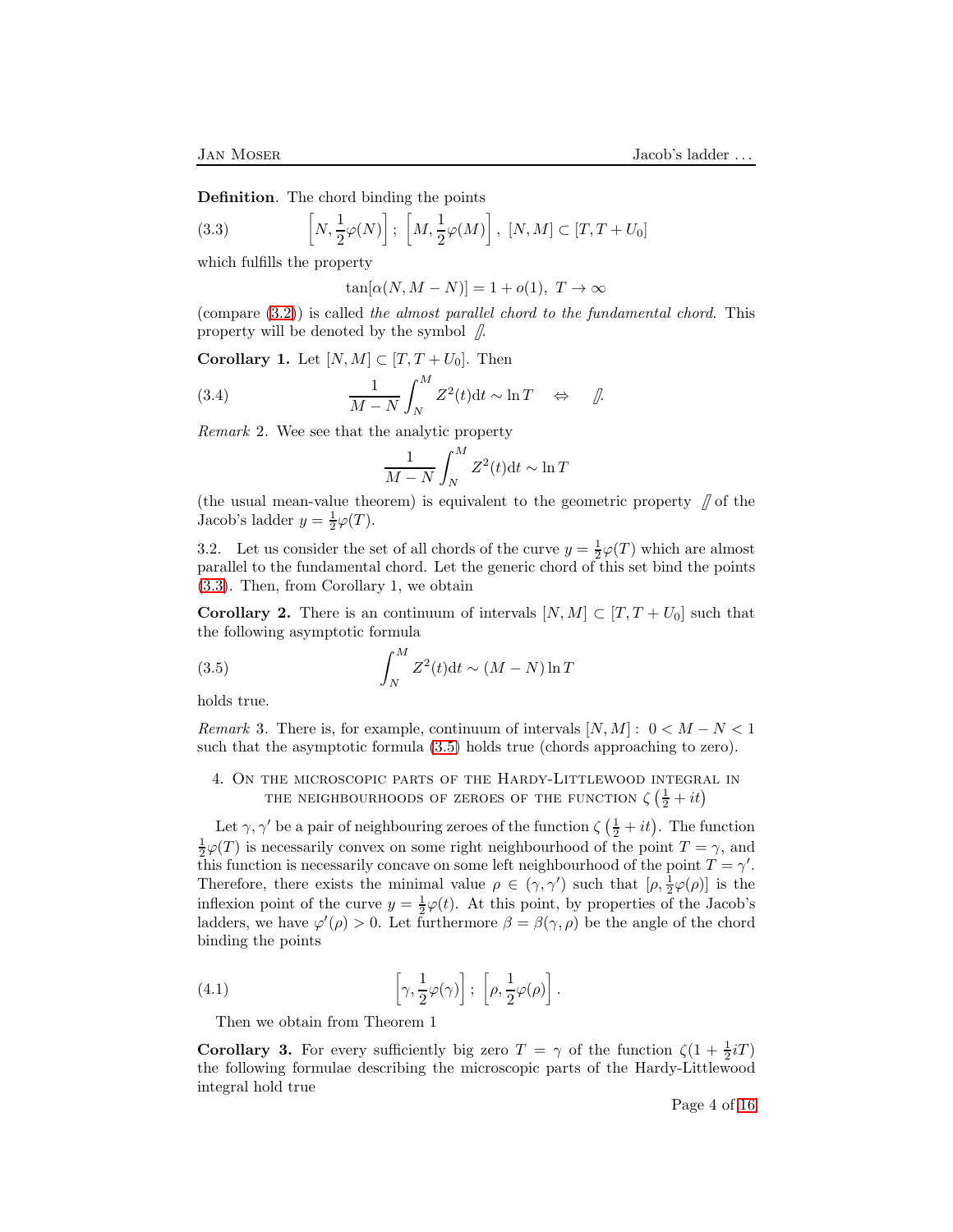**Definition**. The chord binding the points

$$\left[N, \frac{1}{2}\varphi(N)\right];\ \left[M, \frac{1}{2}\varphi(M)\right],\ [N,M] \subset [T, T+U_0] \tag{3.3}$$

which fulfills the property

$$\tan[\alpha(N, M-N)] = 1 + o(1),\ T \to \infty$$

(compare (3.2)) is called *the almost parallel chord to the fundamental chord*. This property will be denoted by the symbol $/\!\!/\!\!\!\!\cdot$.

**Corollary 1.** Let $[N, M] \subset [T, T+U_0]$. Then

$$\frac{1}{M-N}\int_N^M Z^2(t)\mathrm{d}t \sim \ln T \quad \Leftrightarrow \quad /\!\!/\!\!\!\!\cdot \tag{3.4}$$

*Remark* 2. Wee see that the analytic property

$$\frac{1}{M-N}\int_N^M Z^2(t)\mathrm{d}t \sim \ln T$$

(the usual mean-value theorem) is equivalent to the geometric property $/\!\!/\!\!\!\!\cdot$ of the Jacob's ladder $y = \frac{1}{2}\varphi(T)$.

3.2. Let us consider the set of all chords of the curve $y = \frac{1}{2}\varphi(T)$ which are almost parallel to the fundamental chord. Let the generic chord of this set bind the points (3.3). Then, from Corollary 1, we obtain

**Corollary 2.** There is an continuum of intervals $[N, M] \subset [T, T+U_0]$ such that the following asymptotic formula

$$\int_N^M Z^2(t)\mathrm{d}t \sim (M-N)\ln T \tag{3.5}$$

holds true.

*Remark* 3. There is, for example, continuum of intervals $[N, M]:\ 0 < M-N < 1$ such that the asymptotic formula (3.5) holds true (chords approaching to zero).

## 4. On the microscopic parts of the Hardy-Littlewood integral in the neighbourhoods of zeroes of the function $\zeta\left(\frac{1}{2}+it\right)$

Let $\gamma, \gamma'$ be a pair of neighbouring zeroes of the function $\zeta\left(\frac{1}{2}+it\right)$. The function $\frac{1}{2}\varphi(T)$ is necessarily convex on some right neighbourhood of the point $T=\gamma$, and this function is necessarily concave on some left neighbourhood of the point $T=\gamma'$. Therefore, there exists the minimal value $\rho \in (\gamma, \gamma')$ such that $[\rho, \frac{1}{2}\varphi(\rho)]$ is the inflexion point of the curve $y = \frac{1}{2}\varphi(t)$. At this point, by properties of the Jacob's ladders, we have $\varphi'(\rho) > 0$. Let furthermore $\beta = \beta(\gamma, \rho)$ be the angle of the chord binding the points

$$\left[\gamma, \frac{1}{2}\varphi(\gamma)\right];\ \left[\rho, \frac{1}{2}\varphi(\rho)\right]. \tag{4.1}$$

Then we obtain from Theorem 1

**Corollary 3.** For every sufficiently big zero $T = \gamma$ of the function $\zeta(1 + \frac{1}{2}iT)$ the following formulae describing the microscopic parts of the Hardy-Littlewood integral hold true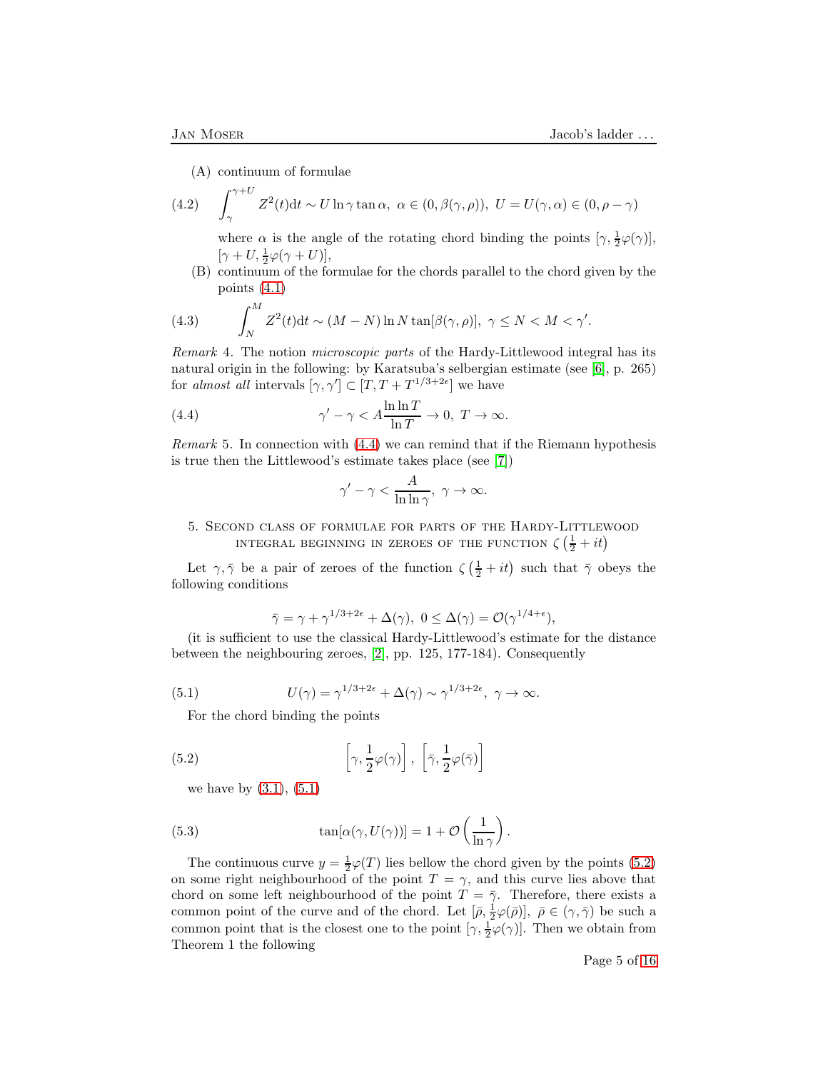(A) continuum of formulae

$$\int_\gamma^{\gamma+U} Z^2(t)\mathrm{d}t \sim U\ln\gamma\tan\alpha,\ \alpha\in(0,\beta(\gamma,\rho)),\ U=U(\gamma,\alpha)\in(0,\rho-\gamma) \tag{4.2}$$

where $\alpha$ is the angle of the rotating chord binding the points $[\gamma,\frac12\varphi(\gamma)]$, $[\gamma+U,\frac12\varphi(\gamma+U)]$,

(B) continuum of the formulae for the chords parallel to the chord given by the points (4.1)

$$\int_N^M Z^2(t)\mathrm{d}t \sim (M-N)\ln N\tan[\beta(\gamma,\rho)],\ \gamma\le N<M<\gamma'. \tag{4.3}$$

*Remark* 4. The notion *microscopic parts* of the Hardy-Littlewood integral has its natural origin in the following: by Karatsuba's selbergian estimate (see [6], p. 265) for *almost all* intervals $[\gamma,\gamma']\subset[T,T+T^{1/3+2\epsilon}]$ we have

$$\gamma'-\gamma < A\frac{\ln\ln T}{\ln T}\to 0,\ T\to\infty. \tag{4.4}$$

*Remark* 5. In connection with (4.4) we can remind that if the Riemann hypothesis is true then the Littlewood's estimate takes place (see [7])

$$\gamma'-\gamma<\frac{A}{\ln\ln\gamma},\ \gamma\to\infty.$$

## 5. Second class of formulae for parts of the Hardy-Littlewood integral beginning in zeroes of the function $\zeta\left(\frac12+it\right)$

Let $\gamma,\bar\gamma$ be a pair of zeroes of the function $\zeta\left(\frac12+it\right)$ such that $\bar\gamma$ obeys the following conditions

$$\bar\gamma=\gamma+\gamma^{1/3+2\epsilon}+\Delta(\gamma),\ 0\le\Delta(\gamma)=\mathcal{O}(\gamma^{1/4+\epsilon}),$$

(it is sufficient to use the classical Hardy-Littlewood's estimate for the distance between the neighbouring zeroes, [2], pp. 125, 177-184). Consequently

$$U(\gamma)=\gamma^{1/3+2\epsilon}+\Delta(\gamma)\sim\gamma^{1/3+2\epsilon},\ \gamma\to\infty. \tag{5.1}$$

For the chord binding the points

$$\left[\gamma,\frac12\varphi(\gamma)\right],\ \left[\bar\gamma,\frac12\varphi(\bar\gamma)\right] \tag{5.2}$$

we have by (3.1), (5.1)

$$\tan[\alpha(\gamma,U(\gamma))]=1+\mathcal{O}\left(\frac{1}{\ln\gamma}\right). \tag{5.3}$$

The continuous curve $y=\frac12\varphi(T)$ lies bellow the chord given by the points (5.2) on some right neighbourhood of the point $T=\gamma$, and this curve lies above that chord on some left neighbourhood of the point $T=\bar\gamma$. Therefore, there exists a common point of the curve and of the chord. Let $[\bar\rho,\frac12\varphi(\bar\rho)],\ \bar\rho\in(\gamma,\bar\gamma)$ be such a common point that is the closest one to the point $[\gamma,\frac12\varphi(\gamma)]$. Then we obtain from Theorem 1 the following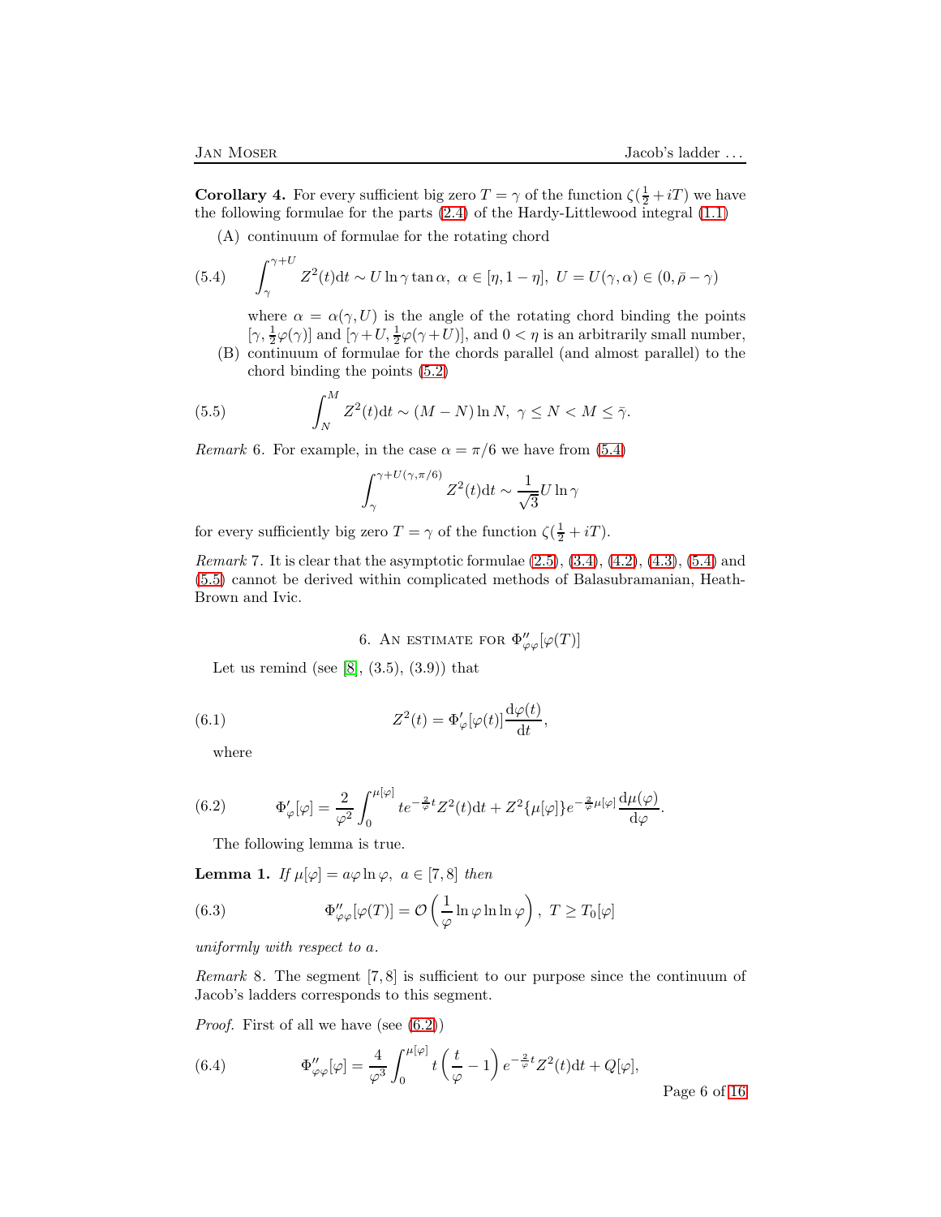**Corollary 4.** For every sufficient big zero $T=\gamma$ of the function $\zeta(\frac{1}{2}+iT)$ we have the following formulae for the parts (2.4) of the Hardy-Littlewood integral (1.1)

(A) continuum of formulae for the rotating chord

$$\int_{\gamma}^{\gamma+U} Z^2(t)\mathrm{d}t \sim U\ln\gamma\tan\alpha,\ \alpha\in[\eta,1-\eta],\ U=U(\gamma,\alpha)\in(0,\bar{\rho}-\gamma) \tag{5.4}$$

where $\alpha=\alpha(\gamma,U)$ is the angle of the rotating chord binding the points $[\gamma,\frac{1}{2}\varphi(\gamma)]$ and $[\gamma+U,\frac{1}{2}\varphi(\gamma+U)]$, and $0<\eta$ is an arbitrarily small number,

(B) continuum of formulae for the chords parallel (and almost parallel) to the chord binding the points (5.2)

$$\int_N^M Z^2(t)\mathrm{d}t \sim (M-N)\ln N,\ \gamma\leq N<M\leq\bar{\gamma}. \tag{5.5}$$

*Remark* 6. For example, in the case $\alpha=\pi/6$ we have from (5.4)

$$\int_{\gamma}^{\gamma+U(\gamma,\pi/6)} Z^2(t)\mathrm{d}t\sim\frac{1}{\sqrt{3}}U\ln\gamma$$

for every sufficiently big zero $T=\gamma$ of the function $\zeta(\frac{1}{2}+iT)$.

*Remark* 7. It is clear that the asymptotic formulae (2.5), (3.4), (4.2), (4.3), (5.4) and (5.5) cannot be derived within complicated methods of Balasubramanian, Heath-Brown and Ivic.

## 6. An estimate for $\Phi''_{\varphi\varphi}[\varphi(T)]$

Let us remind (see [8], (3.5), (3.9)) that

$$Z^2(t)=\Phi'_{\varphi}[\varphi(t)]\frac{\mathrm{d}\varphi(t)}{\mathrm{d}t}, \tag{6.1}$$

where

$$\Phi'_{\varphi}[\varphi]=\frac{2}{\varphi^2}\int_0^{\mu[\varphi]} te^{-\frac{2}{\varphi}t}Z^2(t)\mathrm{d}t+Z^2\{\mu[\varphi]\}e^{-\frac{2}{\varphi}\mu[\varphi]}\frac{\mathrm{d}\mu(\varphi)}{\mathrm{d}\varphi}. \tag{6.2}$$

The following lemma is true.

**Lemma 1.** *If $\mu[\varphi]=a\varphi\ln\varphi,\ a\in[7,8]$ then*

$$\Phi''_{\varphi\varphi}[\varphi(T)]=\mathcal{O}\left(\frac{1}{\varphi}\ln\varphi\ln\ln\varphi\right),\ T\geq T_0[\varphi] \tag{6.3}$$

*uniformly with respect to $a$.*

*Remark* 8. The segment $[7,8]$ is sufficient to our purpose since the continuum of Jacob's ladders corresponds to this segment.

*Proof.* First of all we have (see (6.2))

$$\Phi''_{\varphi\varphi}[\varphi]=\frac{4}{\varphi^3}\int_0^{\mu[\varphi]} t\left(\frac{t}{\varphi}-1\right)e^{-\frac{2}{\varphi}t}Z^2(t)\mathrm{d}t+Q[\varphi], \tag{6.4}$$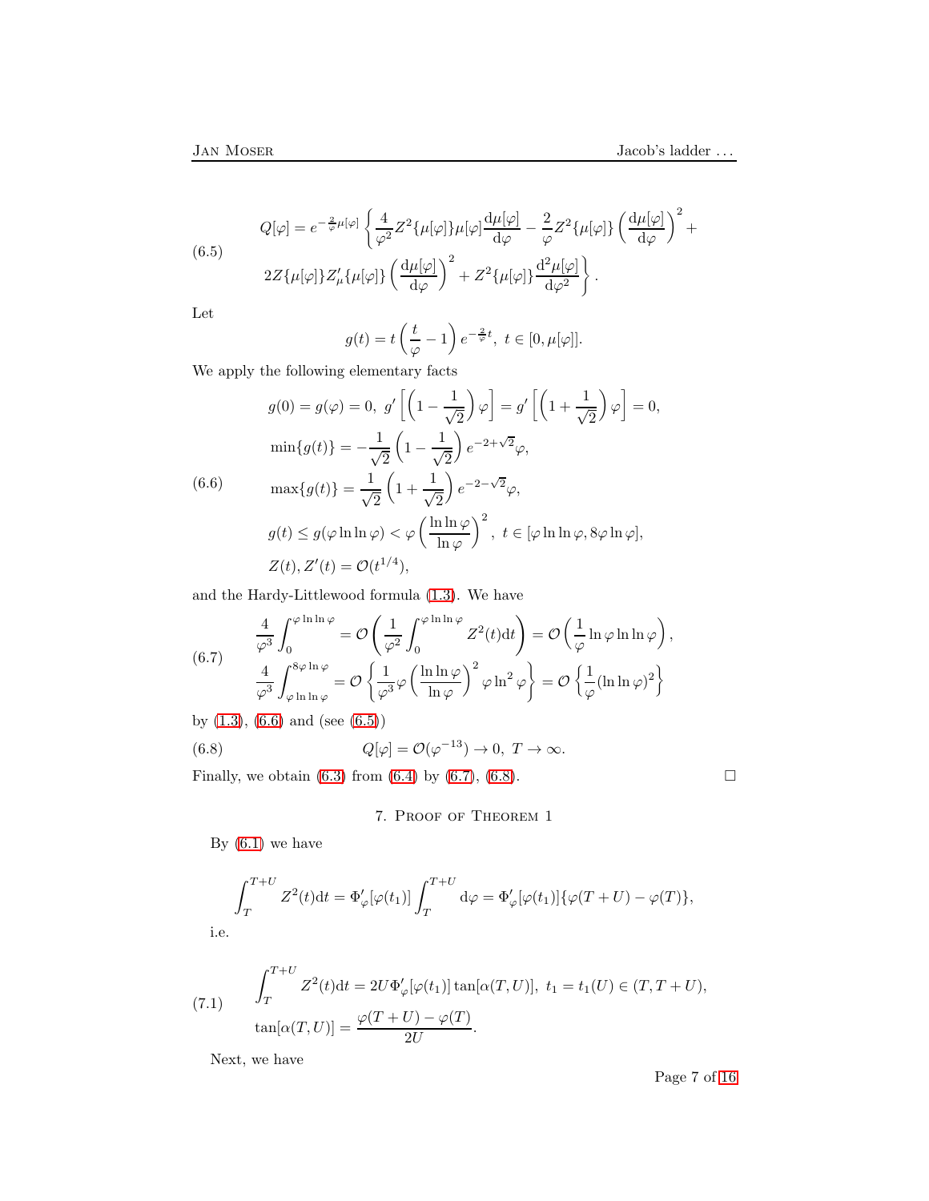$$
\begin{aligned}
Q[\varphi] = e^{-\frac{2}{\varphi}\mu[\varphi]} \Bigg\{ & \frac{4}{\varphi^2} Z^2\{\mu[\varphi]\}\mu[\varphi]\frac{\mathrm{d}\mu[\varphi]}{\mathrm{d}\varphi} - \frac{2}{\varphi} Z^2\{\mu[\varphi]\}\left(\frac{\mathrm{d}\mu[\varphi]}{\mathrm{d}\varphi}\right)^2 + \\
& 2Z\{\mu[\varphi]\}Z'_\mu\{\mu[\varphi]\}\left(\frac{\mathrm{d}\mu[\varphi]}{\mathrm{d}\varphi}\right)^2 + Z^2\{\mu[\varphi]\}\frac{\mathrm{d}^2\mu[\varphi]}{\mathrm{d}\varphi^2} \Bigg\}.
\end{aligned} \tag{6.5}
$$

Let

$$
g(t) = t\left(\frac{t}{\varphi} - 1\right) e^{-\frac{2}{\varphi}t},\ t \in [0, \mu[\varphi]].
$$

We apply the following elementary facts

$$
\begin{aligned}
& g(0) = g(\varphi) = 0,\ g'\left[\left(1 - \frac{1}{\sqrt{2}}\right)\varphi\right] = g'\left[\left(1 + \frac{1}{\sqrt{2}}\right)\varphi\right] = 0, \\
& \min\{g(t)\} = -\frac{1}{\sqrt{2}}\left(1 - \frac{1}{\sqrt{2}}\right)e^{-2+\sqrt{2}}\varphi, \\
& \max\{g(t)\} = \frac{1}{\sqrt{2}}\left(1 + \frac{1}{\sqrt{2}}\right)e^{-2-\sqrt{2}}\varphi, \\
& g(t) \le g(\varphi\ln\ln\varphi) < \varphi\left(\frac{\ln\ln\varphi}{\ln\varphi}\right)^2,\ t \in [\varphi\ln\ln\varphi, 8\varphi\ln\varphi], \\
& Z(t), Z'(t) = \mathcal{O}(t^{1/4}),
\end{aligned} \tag{6.6}
$$

and the Hardy-Littlewood formula (1.3). We have

$$
\begin{aligned}
& \frac{4}{\varphi^3}\int_0^{\varphi\ln\ln\varphi} = \mathcal{O}\left(\frac{1}{\varphi^2}\int_0^{\varphi\ln\ln\varphi} Z^2(t)\mathrm{d}t\right) = \mathcal{O}\left(\frac{1}{\varphi}\ln\varphi\ln\ln\varphi\right), \\
& \frac{4}{\varphi^3}\int_{\varphi\ln\ln\varphi}^{8\varphi\ln\varphi} = \mathcal{O}\left\{\frac{1}{\varphi^3}\varphi\left(\frac{\ln\ln\varphi}{\ln\varphi}\right)^2\varphi\ln^2\varphi\right\} = \mathcal{O}\left\{\frac{1}{\varphi}(\ln\ln\varphi)^2\right\}
\end{aligned} \tag{6.7}
$$

by (1.3), (6.6) and (see (6.5))

$$
Q[\varphi] = \mathcal{O}(\varphi^{-13}) \to 0,\ T \to \infty. \tag{6.8}
$$

Finally, we obtain (6.3) from (6.4) by (6.7), (6.8). □

## 7. Proof of Theorem 1

By (6.1) we have

$$
\int_T^{T+U} Z^2(t)\mathrm{d}t = \Phi'_\varphi[\varphi(t_1)]\int_T^{T+U}\mathrm{d}\varphi = \Phi'_\varphi[\varphi(t_1)]\{\varphi(T+U) - \varphi(T)\},
$$

i.e.

$$
\begin{aligned}
& \int_T^{T+U} Z^2(t)\mathrm{d}t = 2U\Phi'_\varphi[\varphi(t_1)]\tan[\alpha(T,U)],\ t_1 = t_1(U) \in (T, T+U), \\
& \tan[\alpha(T,U)] = \frac{\varphi(T+U) - \varphi(T)}{2U}.
\end{aligned} \tag{7.1}
$$

Next, we have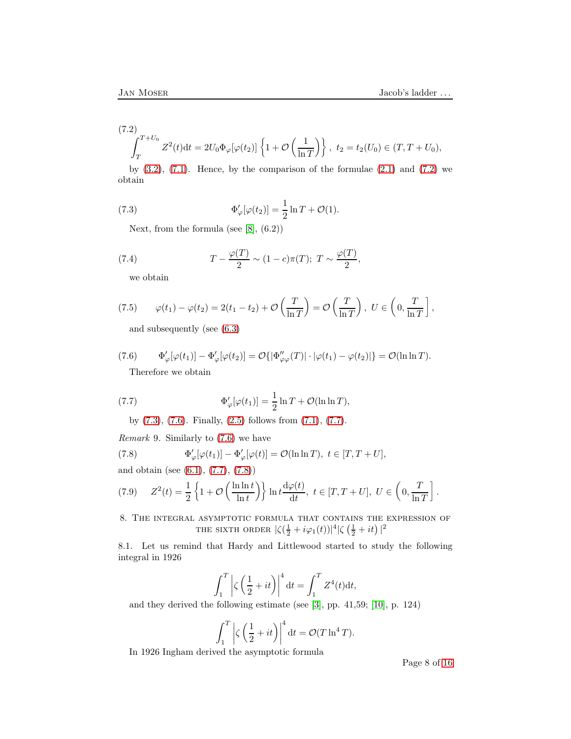(7.2)

$$\int_T^{T+U_0} Z^2(t)\mathrm{d}t = 2U_0\Phi_\varphi[\varphi(t_2)]\left\{1+\mathcal{O}\left(\frac{1}{\ln T}\right)\right\},\ t_2=t_2(U_0)\in(T,T+U_0),$$

by (3.2), (7.1). Hence, by the comparison of the formulae (2.1) and (7.2) we obtain

$$\Phi'_\varphi[\varphi(t_2)] = \frac{1}{2}\ln T + \mathcal{O}(1). \tag{7.3}$$

Next, from the formula (see [8], (6.2))

$$T - \frac{\varphi(T)}{2} \sim (1-c)\pi(T);\ T \sim \frac{\varphi(T)}{2}, \tag{7.4}$$

we obtain

$$\varphi(t_1)-\varphi(t_2) = 2(t_1-t_2) + \mathcal{O}\left(\frac{T}{\ln T}\right) = \mathcal{O}\left(\frac{T}{\ln T}\right),\ U\in\left(0,\frac{T}{\ln T}\right], \tag{7.5}$$

and subsequently (see (6.3)

$$\Phi'_\varphi[\varphi(t_1)] - \Phi'_\varphi[\varphi(t_2)] = \mathcal{O}\{|\Phi''_{\varphi\varphi}(T)|\cdot|\varphi(t_1)-\varphi(t_2)|\} = \mathcal{O}(\ln\ln T). \tag{7.6}$$

Therefore we obtain

$$\Phi'_\varphi[\varphi(t_1)] = \frac{1}{2}\ln T + \mathcal{O}(\ln\ln T), \tag{7.7}$$

by (7.3), (7.6). Finally, (2.5) follows from (7.1), (7.7).

*Remark* 9. Similarly to (7.6) we have

$$\Phi'_\varphi[\varphi(t_1)] - \Phi'_\varphi[\varphi(t)] = \mathcal{O}(\ln\ln T),\ t\in[T,T+U], \tag{7.8}$$

and obtain (see (6.1), (7.7), (7.8))

$$Z^2(t) = \frac{1}{2}\left\{1+\mathcal{O}\left(\frac{\ln\ln t}{\ln t}\right)\right\}\ln t\frac{\mathrm{d}\varphi(t)}{\mathrm{d}t},\ t\in[T,T+U],\ U\in\left(0,\frac{T}{\ln T}\right]. \tag{7.9}$$

## 8. The integral asymptotic formula that contains the expression of the sixth order $|\zeta(\frac{1}{2}+i\varphi_1(t))|^4|\zeta\left(\frac{1}{2}+it\right)|^2$

8.1. Let us remind that Hardy and Littlewood started to study the following integral in 1926

$$\int_1^T \left|\zeta\left(\frac{1}{2}+it\right)\right|^4\mathrm{d}t = \int_1^T Z^4(t)\mathrm{d}t,$$

and they derived the following estimate (see [3], pp. 41,59; [10], p. 124)

$$\int_1^T \left|\zeta\left(\frac{1}{2}+it\right)\right|^4\mathrm{d}t = \mathcal{O}(T\ln^4 T).$$

In 1926 Ingham derived the asymptotic formula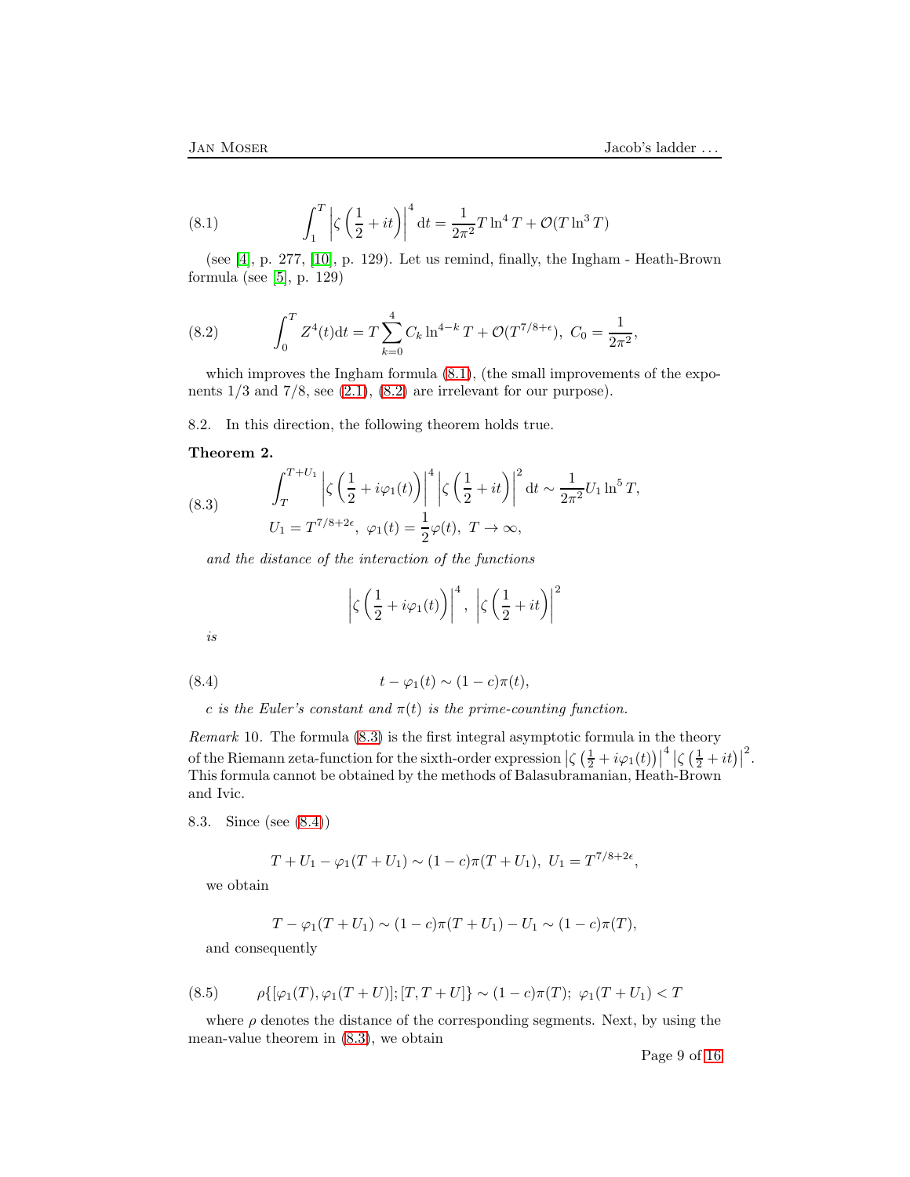$$\int_1^T \left|\zeta\left(\frac{1}{2}+it\right)\right|^4 \mathrm{d}t = \frac{1}{2\pi^2}T\ln^4 T + \mathcal{O}(T\ln^3 T) \tag{8.1}$$

(see [4], p. 277, [10], p. 129). Let us remind, finally, the Ingham - Heath-Brown formula (see [5], p. 129)

$$\int_0^T Z^4(t)\mathrm{d}t = T\sum_{k=0}^{4} C_k \ln^{4-k} T + \mathcal{O}(T^{7/8+\epsilon}),\ C_0 = \frac{1}{2\pi^2}, \tag{8.2}$$

which improves the Ingham formula (8.1), (the small improvements of the exponents 1/3 and 7/8, see (2.1), (8.2) are irrelevant for our purpose).

8.2. In this direction, the following theorem holds true.

**Theorem 2.**

$$\begin{split} &\int_T^{T+U_1} \left|\zeta\left(\frac{1}{2}+i\varphi_1(t)\right)\right|^4 \left|\zeta\left(\frac{1}{2}+it\right)\right|^2 \mathrm{d}t \sim \frac{1}{2\pi^2}U_1\ln^5 T, \\ &U_1 = T^{7/8+2\epsilon},\ \varphi_1(t) = \frac{1}{2}\varphi(t),\ T\to\infty, \end{split} \tag{8.3}$$

*and the distance of the interaction of the functions*

$$\left|\zeta\left(\frac{1}{2}+i\varphi_1(t)\right)\right|^4,\ \left|\zeta\left(\frac{1}{2}+it\right)\right|^2$$

*is*

$$t - \varphi_1(t) \sim (1-c)\pi(t), \tag{8.4}$$

*$c$ is the Euler's constant and $\pi(t)$ is the prime-counting function.*

*Remark* 10. The formula (8.3) is the first integral asymptotic formula in the theory of the Riemann zeta-function for the sixth-order expression $\left|\zeta\left(\frac{1}{2}+i\varphi_1(t)\right)\right|^4\left|\zeta\left(\frac{1}{2}+it\right)\right|^2$. This formula cannot be obtained by the methods of Balasubramanian, Heath-Brown and Ivic.

8.3. Since (see (8.4))

$$T+U_1-\varphi_1(T+U_1) \sim (1-c)\pi(T+U_1),\ U_1 = T^{7/8+2\epsilon},$$

we obtain

$$T-\varphi_1(T+U_1) \sim (1-c)\pi(T+U_1) - U_1 \sim (1-c)\pi(T),$$

and consequently

$$\rho\{[\varphi_1(T),\varphi_1(T+U)];[T,T+U]\} \sim (1-c)\pi(T);\ \varphi_1(T+U_1) < T \tag{8.5}$$

where $\rho$ denotes the distance of the corresponding segments. Next, by using the mean-value theorem in (8.3), we obtain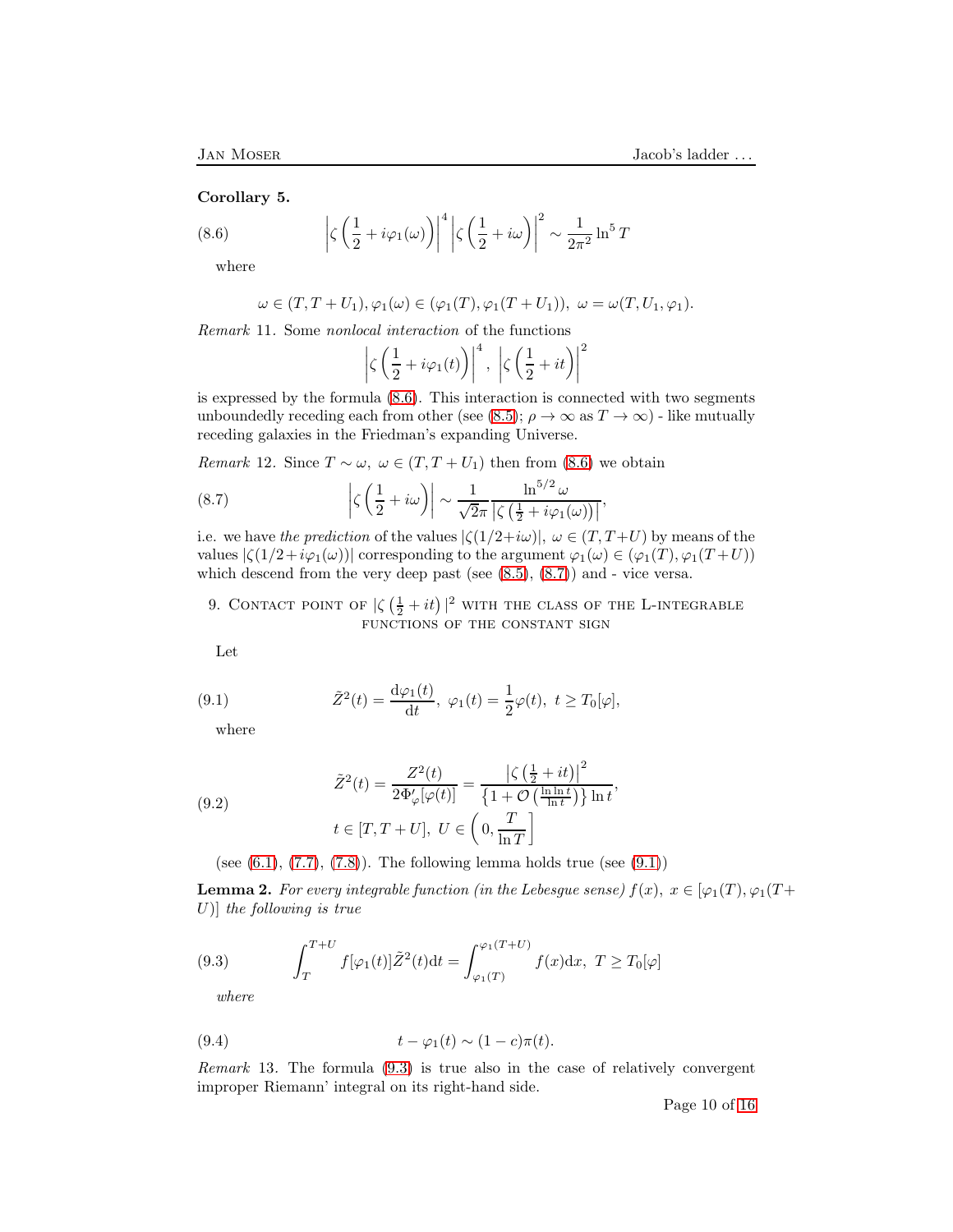**Corollary 5.**

$$\left|\zeta\left(\frac{1}{2}+i\varphi_1(\omega)\right)\right|^4\left|\zeta\left(\frac{1}{2}+i\omega\right)\right|^2 \sim \frac{1}{2\pi^2}\ln^5 T \tag{8.6}$$

where

$$\omega\in(T,T+U_1), \varphi_1(\omega)\in(\varphi_1(T),\varphi_1(T+U_1)),\ \omega=\omega(T,U_1,\varphi_1).$$

*Remark* 11. Some *nonlocal interaction* of the functions

$$\left|\zeta\left(\frac{1}{2}+i\varphi_1(t)\right)\right|^4,\ \left|\zeta\left(\frac{1}{2}+it\right)\right|^2$$

is expressed by the formula (8.6). This interaction is connected with two segments unboundedly receding each from other (see (8.5); $\rho\to\infty$ as $T\to\infty$) - like mutually receding galaxies in the Friedman's expanding Universe.

*Remark* 12. Since $T\sim\omega,\ \omega\in(T,T+U_1)$ then from (8.6) we obtain

$$\left|\zeta\left(\frac{1}{2}+i\omega\right)\right| \sim \frac{1}{\sqrt{2}\pi}\frac{\ln^{5/2}\omega}{\left|\zeta\left(\frac{1}{2}+i\varphi_1(\omega)\right)\right|}, \tag{8.7}$$

i.e. we have *the prediction* of the values $|\zeta(1/2+i\omega)|,\ \omega\in(T,T+U)$ by means of the values $|\zeta(1/2+i\varphi_1(\omega))|$ corresponding to the argument $\varphi_1(\omega)\in(\varphi_1(T),\varphi_1(T+U))$ which descend from the very deep past (see (8.5), (8.7)) and - vice versa.

## 9. Contact point of $|\zeta\left(\frac{1}{2}+it\right)|^2$ with the class of the L-integrable functions of the constant sign

Let

$$\tilde{Z}^2(t)=\frac{\mathrm{d}\varphi_1(t)}{\mathrm{d}t},\ \varphi_1(t)=\frac{1}{2}\varphi(t),\ t\geq T_0[\varphi], \tag{9.1}$$

where

$$\begin{gathered}\tilde{Z}^2(t)=\frac{Z^2(t)}{2\Phi'_\varphi[\varphi(t)]}=\frac{\left|\zeta\left(\frac{1}{2}+it\right)\right|^2}{\left\{1+\mathcal{O}\left(\frac{\ln\ln t}{\ln t}\right)\right\}\ln t},\\ t\in[T,T+U],\ U\in\left(0,\frac{T}{\ln T}\right]\end{gathered} \tag{9.2}$$

(see (6.1), (7.7), (7.8)). The following lemma holds true (see (9.1))

**Lemma 2.** *For every integrable function (in the Lebesgue sense) $f(x),\ x\in[\varphi_1(T),\varphi_1(T+U)]$ the following is true*

$$\int_T^{T+U} f[\varphi_1(t)]\tilde{Z}^2(t)\mathrm{d}t=\int_{\varphi_1(T)}^{\varphi_1(T+U)} f(x)\mathrm{d}x,\ T\geq T_0[\varphi] \tag{9.3}$$

*where*

$$t-\varphi_1(t)\sim(1-c)\pi(t). \tag{9.4}$$

*Remark* 13. The formula (9.3) is true also in the case of relatively convergent improper Riemann' integral on its right-hand side.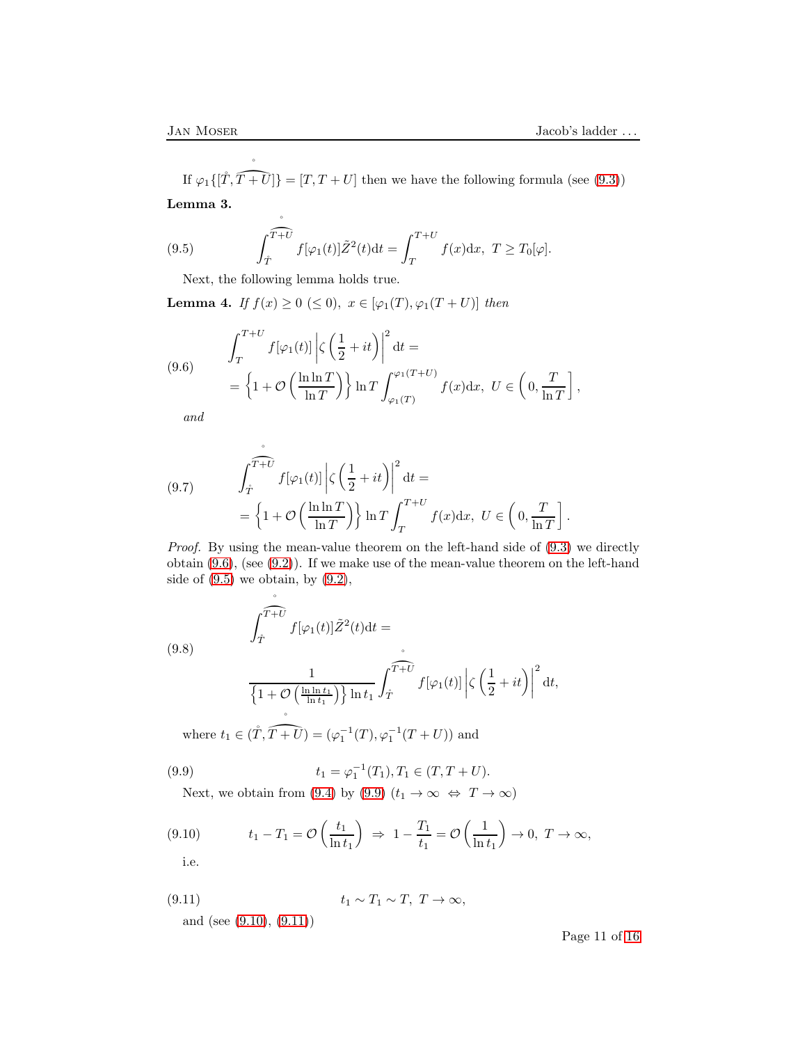If $\varphi_1\{[\mathring{T}, \overset{\circ}{\widehat{T+U}}]\} = [T, T+U]$ then we have the following formula (see (9.3))

**Lemma 3.**

$$\int_{\mathring{T}}^{\overset{\circ}{\widehat{T+U}}} f[\varphi_1(t)]\tilde{Z}^2(t)\mathrm{d}t = \int_T^{T+U} f(x)\mathrm{d}x,\ T \geq T_0[\varphi]. \tag{9.5}$$

Next, the following lemma holds true.

**Lemma 4.** *If $f(x) \geq 0\ (\leq 0),\ x \in [\varphi_1(T), \varphi_1(T+U)]$ then*

$$\begin{aligned} &\int_T^{T+U} f[\varphi_1(t)]\left|\zeta\left(\frac{1}{2}+it\right)\right|^2 \mathrm{d}t = \\ &= \left\{1 + \mathcal{O}\left(\frac{\ln\ln T}{\ln T}\right)\right\}\ln T \int_{\varphi_1(T)}^{\varphi_1(T+U)} f(x)\mathrm{d}x,\ U \in \left(0, \frac{T}{\ln T}\right], \end{aligned} \tag{9.6}$$

*and*

$$\begin{aligned} &\int_{\mathring{T}}^{\overset{\circ}{\widehat{T+U}}} f[\varphi_1(t)]\left|\zeta\left(\frac{1}{2}+it\right)\right|^2 \mathrm{d}t = \\ &= \left\{1 + \mathcal{O}\left(\frac{\ln\ln T}{\ln T}\right)\right\}\ln T \int_T^{T+U} f(x)\mathrm{d}x,\ U \in \left(0, \frac{T}{\ln T}\right]. \end{aligned} \tag{9.7}$$

*Proof.* By using the mean-value theorem on the left-hand side of (9.3) we directly obtain (9.6), (see (9.2)). If we make use of the mean-value theorem on the left-hand side of (9.5) we obtain, by (9.2),

$$\begin{aligned} &\int_{\mathring{T}}^{\overset{\circ}{\widehat{T+U}}} f[\varphi_1(t)]\tilde{Z}^2(t)\mathrm{d}t = \\ &\frac{1}{\left\{1 + \mathcal{O}\left(\frac{\ln\ln t_1}{\ln t_1}\right)\right\}\ln t_1} \int_{\mathring{T}}^{\overset{\circ}{\widehat{T+U}}} f[\varphi_1(t)]\left|\zeta\left(\frac{1}{2}+it\right)\right|^2 \mathrm{d}t, \end{aligned} \tag{9.8}$$

where $t_1 \in (\mathring{T}, \overset{\circ}{\widehat{T+U}}) = (\varphi_1^{-1}(T), \varphi_1^{-1}(T+U))$ and

$$t_1 = \varphi_1^{-1}(T_1), T_1 \in (T, T+U). \tag{9.9}$$

Next, we obtain from (9.4) by (9.9) ($t_1 \to \infty \ \Leftrightarrow\ T \to \infty$)

$$t_1 - T_1 = \mathcal{O}\left(\frac{t_1}{\ln t_1}\right) \ \Rightarrow\ 1 - \frac{T_1}{t_1} = \mathcal{O}\left(\frac{1}{\ln t_1}\right) \to 0,\ T \to \infty, \tag{9.10}$$

i.e.

$$t_1 \sim T_1 \sim T,\ T \to \infty, \tag{9.11}$$

and (see (9.10), (9.11))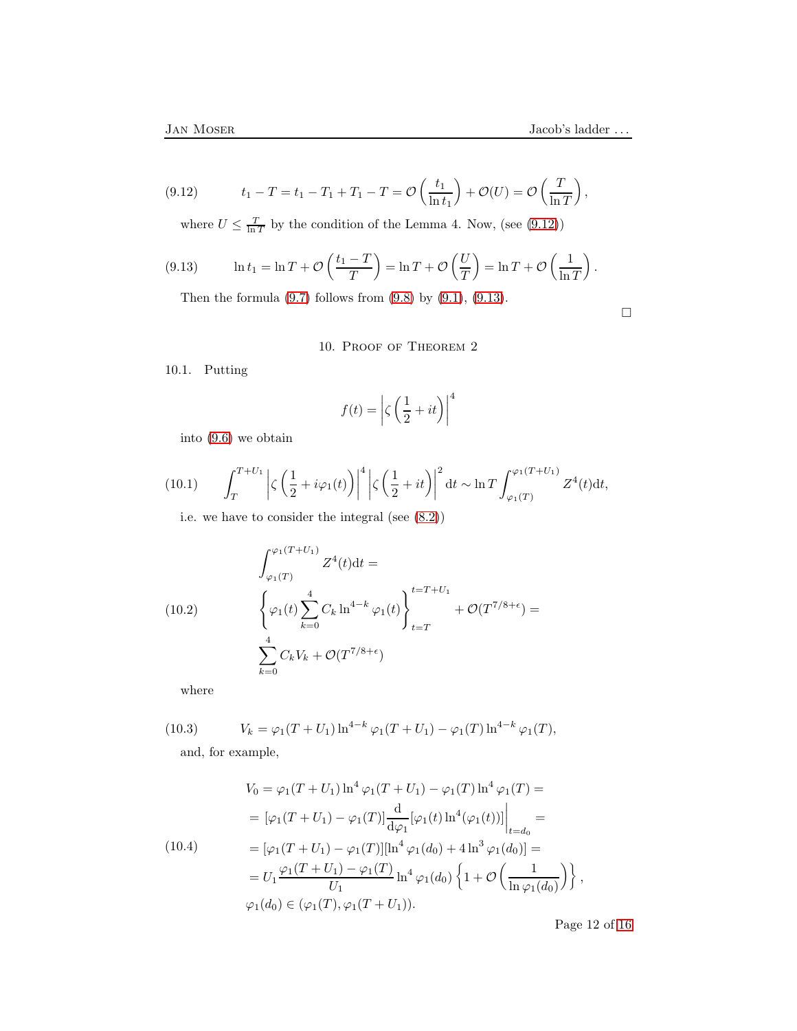$$
t_1 - T = t_1 - T_1 + T_1 - T = \mathcal{O}\left(\frac{t_1}{\ln t_1}\right) + \mathcal{O}(U) = \mathcal{O}\left(\frac{T}{\ln T}\right), \tag{9.12}
$$

where $U \leq \frac{T}{\ln T}$ by the condition of the Lemma 4. Now, (see (9.12))

$$
\ln t_1 = \ln T + \mathcal{O}\left(\frac{t_1 - T}{T}\right) = \ln T + \mathcal{O}\left(\frac{U}{T}\right) = \ln T + \mathcal{O}\left(\frac{1}{\ln T}\right). \tag{9.13}
$$

Then the formula (9.7) follows from (9.8) by (9.1), (9.13).

□

## 10. Proof of Theorem 2

10.1. Putting

$$
f(t) = \left|\zeta\left(\frac{1}{2} + it\right)\right|^4
$$

into (9.6) we obtain

$$
\int_T^{T+U_1} \left|\zeta\left(\frac{1}{2} + i\varphi_1(t)\right)\right|^4 \left|\zeta\left(\frac{1}{2} + it\right)\right|^2 \mathrm{d}t \sim \ln T \int_{\varphi_1(T)}^{\varphi_1(T+U_1)} Z^4(t) \mathrm{d}t, \tag{10.1}
$$

i.e. we have to consider the integral (see (8.2))

$$
\begin{split}
&\int_{\varphi_1(T)}^{\varphi_1(T+U_1)} Z^4(t) \mathrm{d}t = \\
&\left\{\varphi_1(t) \sum_{k=0}^{4} C_k \ln^{4-k} \varphi_1(t)\right\}_{t=T}^{t=T+U_1} + \mathcal{O}(T^{7/8+\epsilon}) = \\
&\sum_{k=0}^{4} C_k V_k + \mathcal{O}(T^{7/8+\epsilon})
\end{split} \tag{10.2}
$$

where

$$
V_k = \varphi_1(T+U_1) \ln^{4-k} \varphi_1(T+U_1) - \varphi_1(T) \ln^{4-k} \varphi_1(T), \tag{10.3}
$$

and, for example,

$$
\begin{split}
V_0 &= \varphi_1(T+U_1) \ln^4 \varphi_1(T+U_1) - \varphi_1(T) \ln^4 \varphi_1(T) = \\
&= [\varphi_1(T+U_1) - \varphi_1(T)] \frac{\mathrm{d}}{\mathrm{d}\varphi_1} [\varphi_1(t) \ln^4(\varphi_1(t))] \Big|_{t=d_0} = \\
&= [\varphi_1(T+U_1) - \varphi_1(T)][\ln^4 \varphi_1(d_0) + 4 \ln^3 \varphi_1(d_0)] = \\
&= U_1 \frac{\varphi_1(T+U_1) - \varphi_1(T)}{U_1} \ln^4 \varphi_1(d_0) \left\{1 + \mathcal{O}\left(\frac{1}{\ln \varphi_1(d_0)}\right)\right\}, \\
&\varphi_1(d_0) \in (\varphi_1(T), \varphi_1(T+U_1)).
\end{split} \tag{10.4}
$$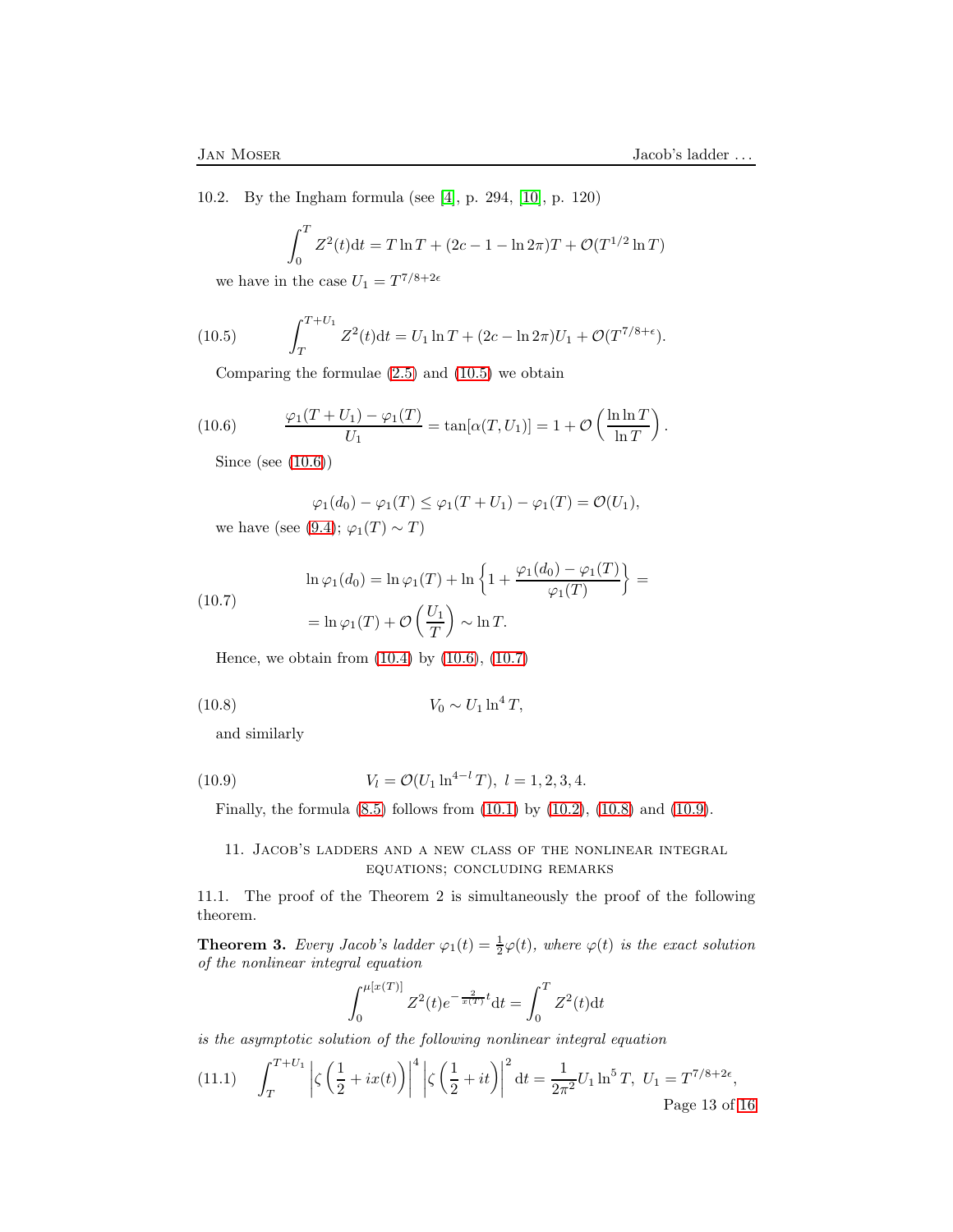10.2. By the Ingham formula (see [4], p. 294, [10], p. 120)

$$\int_0^T Z^2(t)\mathrm{d}t = T\ln T + (2c-1-\ln 2\pi)T + \mathcal{O}(T^{1/2}\ln T)$$

we have in the case $U_1 = T^{7/8+2\epsilon}$

$$\int_T^{T+U_1} Z^2(t)\mathrm{d}t = U_1\ln T + (2c-\ln 2\pi)U_1 + \mathcal{O}(T^{7/8+\epsilon}). \tag{10.5}$$

Comparing the formulae (2.5) and (10.5) we obtain

$$\frac{\varphi_1(T+U_1)-\varphi_1(T)}{U_1} = \tan[\alpha(T,U_1)] = 1 + \mathcal{O}\left(\frac{\ln\ln T}{\ln T}\right). \tag{10.6}$$

Since (see (10.6))

$$\varphi_1(d_0) - \varphi_1(T) \le \varphi_1(T+U_1) - \varphi_1(T) = \mathcal{O}(U_1),$$

we have (see (9.4); $\varphi_1(T)\sim T$)

$$\begin{aligned} \ln\varphi_1(d_0) &= \ln\varphi_1(T) + \ln\left\{1 + \frac{\varphi_1(d_0)-\varphi_1(T)}{\varphi_1(T)}\right\} = \\ &= \ln\varphi_1(T) + \mathcal{O}\left(\frac{U_1}{T}\right) \sim \ln T. \end{aligned} \tag{10.7}$$

Hence, we obtain from (10.4) by (10.6), (10.7)

$$V_0 \sim U_1 \ln^4 T, \tag{10.8}$$

and similarly

$$V_l = \mathcal{O}(U_1 \ln^{4-l} T),\ l = 1,2,3,4. \tag{10.9}$$

Finally, the formula (8.5) follows from (10.1) by (10.2), (10.8) and (10.9).

## 11. Jacob's ladders and a new class of the nonlinear integral equations; concluding remarks

11.1. The proof of the Theorem 2 is simultaneously the proof of the following theorem.

**Theorem 3.** *Every Jacob's ladder $\varphi_1(t) = \frac{1}{2}\varphi(t)$, where $\varphi(t)$ is the exact solution of the nonlinear integral equation*

$$\int_0^{\mu[x(T)]} Z^2(t) e^{-\frac{2}{x(T)}t}\mathrm{d}t = \int_0^T Z^2(t)\mathrm{d}t$$

*is the asymptotic solution of the following nonlinear integral equation*

$$\int_T^{T+U_1} \left|\zeta\left(\frac{1}{2}+ix(t)\right)\right|^4 \left|\zeta\left(\frac{1}{2}+it\right)\right|^2 \mathrm{d}t = \frac{1}{2\pi^2}U_1\ln^5 T,\ U_1 = T^{7/8+2\epsilon}, \tag{11.1}$$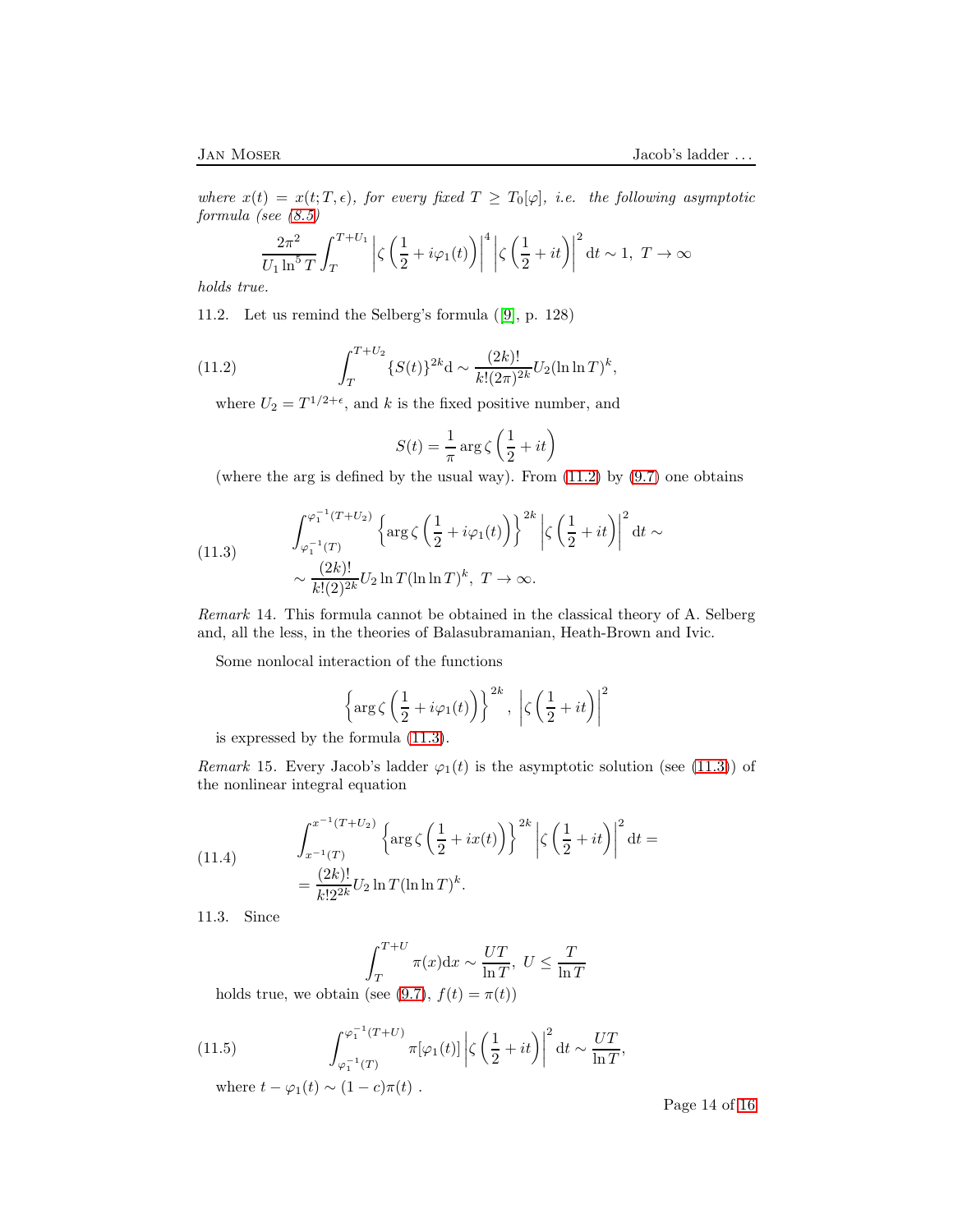*where $x(t) = x(t; T, \epsilon)$, for every fixed $T \geq T_0[\varphi]$, i.e. the following asymptotic formula (see (8.5))*

$$\frac{2\pi^2}{U_1 \ln^5 T}\int_T^{T+U_1}\left|\zeta\left(\frac{1}{2}+i\varphi_1(t)\right)\right|^4\left|\zeta\left(\frac{1}{2}+it\right)\right|^2 \mathrm{d}t \sim 1,\ T\to\infty$$

*holds true.*

11.2. Let us remind the Selberg's formula ([9], p. 128)

$$\int_T^{T+U_2}\{S(t)\}^{2k}\mathrm{d} \sim \frac{(2k)!}{k!(2\pi)^{2k}}U_2(\ln\ln T)^k, \tag{11.2}$$

where $U_2 = T^{1/2+\epsilon}$, and $k$ is the fixed positive number, and

$$S(t) = \frac{1}{\pi}\arg\zeta\left(\frac{1}{2}+it\right)$$

(where the arg is defined by the usual way). From (11.2) by (9.7) one obtains

$$\begin{aligned}
&\int_{\varphi_1^{-1}(T)}^{\varphi_1^{-1}(T+U_2)}\left\{\arg\zeta\left(\frac{1}{2}+i\varphi_1(t)\right)\right\}^{2k}\left|\zeta\left(\frac{1}{2}+it\right)\right|^2\mathrm{d}t \sim \\
&\sim \frac{(2k)!}{k!(2)^{2k}}U_2\ln T(\ln\ln T)^k,\ T\to\infty.
\end{aligned} \tag{11.3}$$

*Remark* 14. This formula cannot be obtained in the classical theory of A. Selberg and, all the less, in the theories of Balasubramanian, Heath-Brown and Ivic.

Some nonlocal interaction of the functions

$$\left\{\arg\zeta\left(\frac{1}{2}+i\varphi_1(t)\right)\right\}^{2k},\ \left|\zeta\left(\frac{1}{2}+it\right)\right|^2$$

is expressed by the formula (11.3).

*Remark* 15. Every Jacob's ladder $\varphi_1(t)$ is the asymptotic solution (see (11.3)) of the nonlinear integral equation

$$\begin{aligned}
&\int_{x^{-1}(T)}^{x^{-1}(T+U_2)}\left\{\arg\zeta\left(\frac{1}{2}+ix(t)\right)\right\}^{2k}\left|\zeta\left(\frac{1}{2}+it\right)\right|^2\mathrm{d}t = \\
&= \frac{(2k)!}{k!2^{2k}}U_2\ln T(\ln\ln T)^k.
\end{aligned} \tag{11.4}$$

11.3. Since

$$\int_T^{T+U}\pi(x)\mathrm{d}x \sim \frac{UT}{\ln T},\ U\leq\frac{T}{\ln T}$$

holds true, we obtain (see (9.7), $f(t)=\pi(t)$)

$$\int_{\varphi_1^{-1}(T)}^{\varphi_1^{-1}(T+U)}\pi[\varphi_1(t)]\left|\zeta\left(\frac{1}{2}+it\right)\right|^2\mathrm{d}t \sim \frac{UT}{\ln T}, \tag{11.5}$$

where $t-\varphi_1(t) \sim (1-c)\pi(t)$ .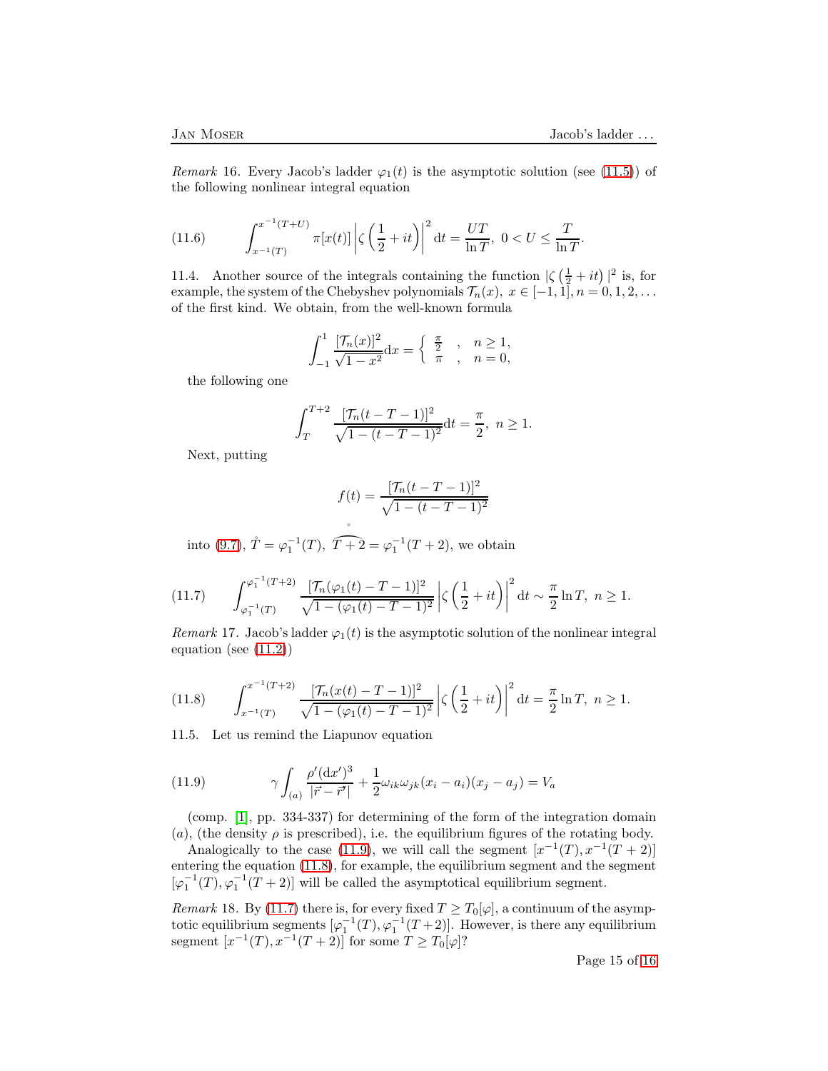*Remark* 16. Every Jacob's ladder $\varphi_1(t)$ is the asymptotic solution (see (11.5)) of the following nonlinear integral equation

$$\int_{x^{-1}(T)}^{x^{-1}(T+U)} \pi[x(t)] \left|\zeta\left(\frac{1}{2}+it\right)\right|^2 \mathrm{d}t = \frac{UT}{\ln T},\ 0 < U \leq \frac{T}{\ln T}. \tag{11.6}$$

11.4. Another source of the integrals containing the function $|\zeta\left(\frac{1}{2}+it\right)|^2$ is, for example, the system of the Chebyshev polynomials $\mathcal{T}_n(x),\ x \in [-1,1], n = 0,1,2,\dots$ of the first kind. We obtain, from the well-known formula

$$\int_{-1}^{1} \frac{[\mathcal{T}_n(x)]^2}{\sqrt{1-x^2}}\mathrm{d}x = \left\{ \begin{array}{lcl} \frac{\pi}{2} & , & n \geq 1, \\ \pi & , & n = 0, \end{array} \right.$$

the following one

$$\int_{T}^{T+2} \frac{[\mathcal{T}_n(t-T-1)]^2}{\sqrt{1-(t-T-1)^2}}\mathrm{d}t = \frac{\pi}{2},\ n \geq 1.$$

Next, putting

$$f(t) = \frac{[\mathcal{T}_n(t-T-1)]^2}{\sqrt{1-(t-T-1)^2}}$$

into (9.7), $\mathring{T} = \varphi_1^{-1}(T),\ \overset{\circ}{\widehat{T+2}} = \varphi_1^{-1}(T+2)$, we obtain

$$\int_{\varphi_1^{-1}(T)}^{\varphi_1^{-1}(T+2)} \frac{[\mathcal{T}_n(\varphi_1(t)-T-1)]^2}{\sqrt{1-(\varphi_1(t)-T-1)^2}} \left|\zeta\left(\frac{1}{2}+it\right)\right|^2 \mathrm{d}t \sim \frac{\pi}{2}\ln T,\ n \geq 1. \tag{11.7}$$

*Remark* 17. Jacob's ladder $\varphi_1(t)$ is the asymptotic solution of the nonlinear integral equation (see (11.2))

$$\int_{x^{-1}(T)}^{x^{-1}(T+2)} \frac{[\mathcal{T}_n(x(t)-T-1)]^2}{\sqrt{1-(\varphi_1(t)-T-1)^2}} \left|\zeta\left(\frac{1}{2}+it\right)\right|^2 \mathrm{d}t = \frac{\pi}{2}\ln T,\ n \geq 1. \tag{11.8}$$

11.5. Let us remind the Liapunov equation

$$\gamma \int_{(a)} \frac{\rho'(\mathrm{d}x')^3}{|\vec{r}-\vec{r}'|} + \frac{1}{2}\omega_{ik}\omega_{jk}(x_i - a_i)(x_j - a_j) = V_a \tag{11.9}$$

(comp. [1], pp. 334-337) for determining of the form of the integration domain $(a)$, (the density $\rho$ is prescribed), i.e. the equilibrium figures of the rotating body.

Analogically to the case (11.9), we will call the segment $[x^{-1}(T), x^{-1}(T+2)]$ entering the equation (11.8), for example, the equilibrium segment and the segment $[\varphi_1^{-1}(T), \varphi_1^{-1}(T+2)]$ will be called the asymptotical equilibrium segment.

*Remark* 18. By (11.7) there is, for every fixed $T \geq T_0[\varphi]$, a continuum of the asymptotic equilibrium segments $[\varphi_1^{-1}(T), \varphi_1^{-1}(T+2)]$. However, is there any equilibrium segment $[x^{-1}(T), x^{-1}(T+2)]$ for some $T \geq T_0[\varphi]$?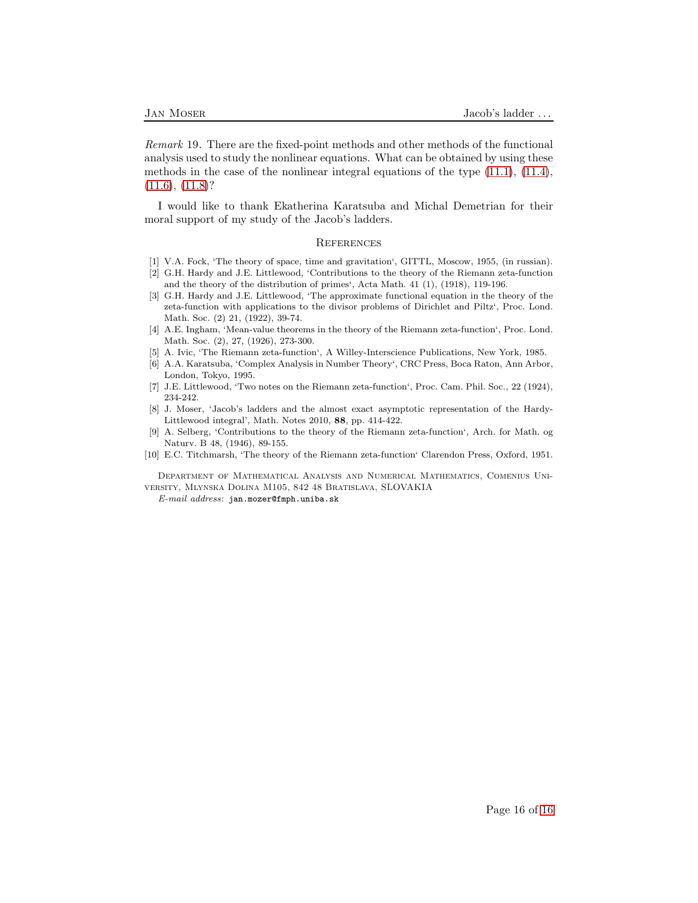*Remark* 19. There are the fixed-point methods and other methods of the functional analysis used to study the nonlinear equations. What can be obtained by using these methods in the case of the nonlinear integral equations of the type (11.1), (11.4), (11.6), (11.8)?

I would like to thank Ekatherina Karatsuba and Michal Demetrian for their moral support of my study of the Jacob's ladders.

## References

[1] V.A. Fock, 'The theory of space, time and gravitation', GITTL, Moscow, 1955, (in russian).

[2] G.H. Hardy and J.E. Littlewood, 'Contributions to the theory of the Riemann zeta-function and the theory of the distribution of primes', Acta Math. 41 (1), (1918), 119-196.

[3] G.H. Hardy and J.E. Littlewood, 'The approximate functional equation in the theory of the zeta-function with applications to the divisor problems of Dirichlet and Piltz', Proc. Lond. Math. Soc. (2) 21, (1922), 39-74.

[4] A.E. Ingham, 'Mean-value theorems in the theory of the Riemann zeta-function', Proc. Lond. Math. Soc. (2), 27, (1926), 273-300.

[5] A. Ivic, 'The Riemann zeta-function', A Willey-Interscience Publications, New York, 1985.

[6] A.A. Karatsuba, 'Complex Analysis in Number Theory', CRC Press, Boca Raton, Ann Arbor, London, Tokyo, 1995.

[7] J.E. Littlewood, 'Two notes on the Riemann zeta-function', Proc. Cam. Phil. Soc., 22 (1924), 234-242.

[8] J. Moser, 'Jacob's ladders and the almost exact asymptotic representation of the Hardy-Littlewood integral', Math. Notes 2010, **88**, pp. 414-422.

[9] A. Selberg, 'Contributions to the theory of the Riemann zeta-function', Arch. for Math. og Naturv. B 48, (1946), 89-155.

[10] E.C. Titchmarsh, 'The theory of the Riemann zeta-function' Clarendon Press, Oxford, 1951.

Department of Mathematical Analysis and Numerical Mathematics, Comenius University, Mlynska Dolina M105, 842 48 Bratislava, SLOVAKIA

*E-mail address*: jan.mozer@fmph.uniba.sk